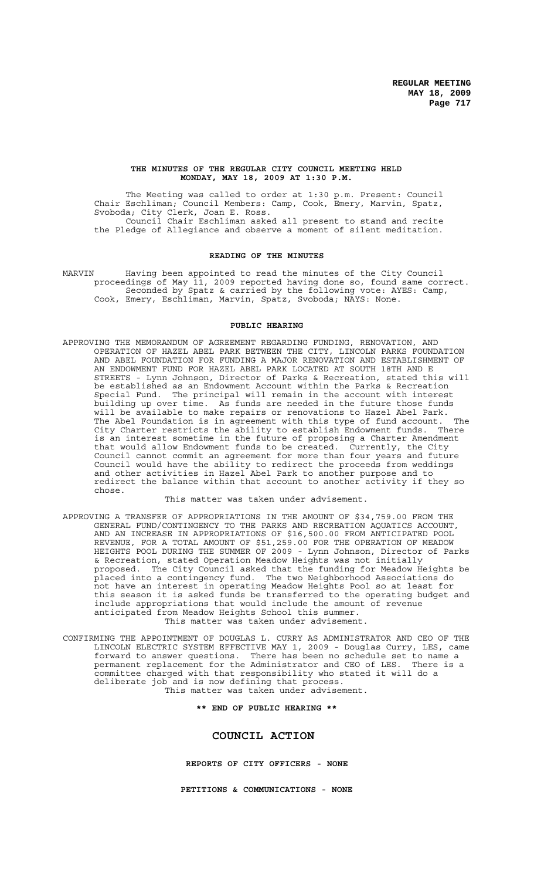**THE MINUTES OF THE REGULAR CITY COUNCIL MEETING HELD MONDAY, MAY 18, 2009 AT 1:30 P.M.**

The Meeting was called to order at 1:30 p.m. Present: Council Chair Eschliman; Council Members: Camp, Cook, Emery, Marvin, Spatz, Svoboda; City Clerk, Joan E. Ross.

Council Chair Eschliman asked all present to stand and recite the Pledge of Allegiance and observe a moment of silent meditation.

**READING OF THE MINUTES**

MARVIN Having been appointed to read the minutes of the City Council proceedings of May 11, 2009 reported having done so, found same correct.

Seconded by Spatz & carried by the following vote: AYES: Camp, Cook, Emery, Eschliman, Marvin, Spatz, Svoboda; NAYS: None.

**PUBLIC HEARING**

APPROVING THE MEMORANDUM OF AGREEMENT REGARDING FUNDING, RENOVATION, AND OPERATION OF HAZEL ABEL PARK BETWEEN THE CITY, LINCOLN PARKS FOUNDATION AND ABEL FOUNDATION FOR FUNDING A MAJOR RENOVATION AND ESTABLISHMENT OF AN ENDOWMENT FUND FOR HAZEL ABEL PARK LOCATED AT SOUTH 18TH AND E STREETS - Lynn Johnson, Director of Parks & Recreation, stated this will be established as an Endowment Account within the Parks & Recreation Special Fund. The principal will remain in the account with interest building up over time. As funds are needed in the future those funds will be available to make repairs or renovations to Hazel Abel Park. The Abel Foundation is in agreement with this type of fund account. The City Charter restricts the ability to establish Endowment funds. There is an interest sometime in the future of proposing a Charter Amendment that would allow Endowment funds to be created. Currently, the City Council cannot commit an agreement for more than four years and future Council would have the ability to redirect the proceeds from weddings and other activities in Hazel Abel Park to another purpose and to redirect the balance within that account to another activity if they so chose.

This matter was taken under advisement.

APPROVING A TRANSFER OF APPROPRIATIONS IN THE AMOUNT OF $34,759.00 FROM THE GENERAL FUND/CONTINGENCY TO THE PARKS AND RECREATION AQUATICS ACCOUNT, AND AN INCREASE IN APPROPRIATIONS OF $16,500.00 FROM ANTICIPATED POOL REVENUE, FOR A TOTAL AMOUNT OF $51,259.00 FOR THE OPERATION OF MEADOW HEIGHTS POOL DURING THE SUMMER OF 2009 - Lynn Johnson, Director of Parks & Recreation, stated Operation Meadow Heights was not initially proposed. The City Council asked that the funding for Meadow Heights be placed into a contingency fund. The two Neighborhood Associations do not have an interest in operating Meadow Heights Pool so at least for this season it is asked funds be transferred to the operating budget and include appropriations that would include the amount of revenue anticipated from Meadow Heights School this summer.

This matter was taken under advisement.

CONFIRMING THE APPOINTMENT OF DOUGLAS L. CURRY AS ADMINISTRATOR AND CEO OF THE LINCOLN ELECTRIC SYSTEM EFFECTIVE MAY 1, 2009 - Douglas Curry, LES, came forward to answer questions. There has been no schedule set to name a permanent replacement for the Administrator and CEO of LES. There is a committee charged with that responsibility who stated it will do a deliberate job and is now defining that process.

This matter was taken under advisement.

**\*\* END OF PUBLIC HEARING \*\***

## COUNCIL ACTION

**REPORTS OF CITY OFFICERS - NONE**

**PETITIONS & COMMUNICATIONS - NONE**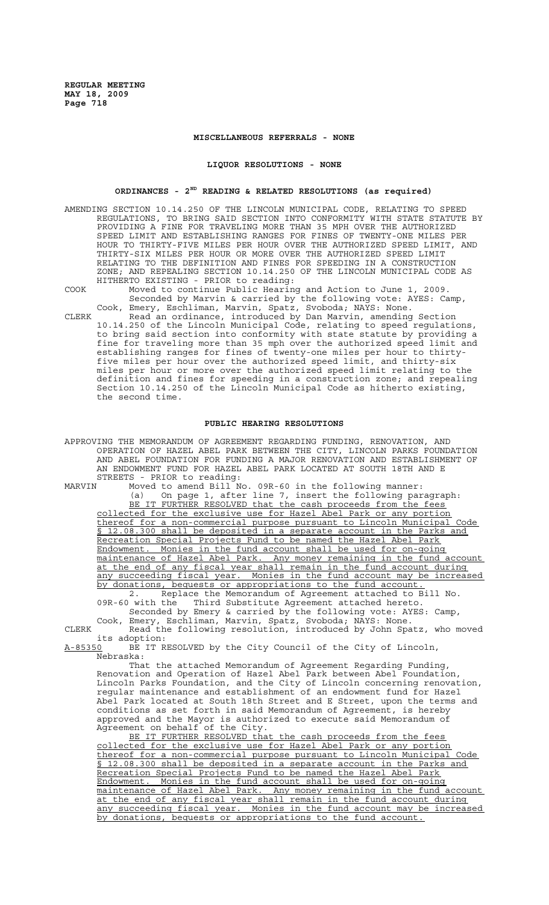## MISCELLANEOUS REFERRALS - NONE

## LIQUOR RESOLUTIONS - NONE

## ORDINANCES - 2ND READING & RELATED RESOLUTIONS (as required)

AMENDING SECTION 10.14.250 OF THE LINCOLN MUNICIPAL CODE, RELATING TO SPEED REGULATIONS, TO BRING SAID SECTION INTO CONFORMITY WITH STATE STATUTE BY PROVIDING A FINE FOR TRAVELING MORE THAN 35 MPH OVER THE AUTHORIZED SPEED LIMIT AND ESTABLISHING RANGES FOR FINES OF TWENTY-ONE MILES PER HOUR TO THIRTY-FIVE MILES PER HOUR OVER THE AUTHORIZED SPEED LIMIT, AND THIRTY-SIX MILES PER HOUR OR MORE OVER THE AUTHORIZED SPEED LIMIT RELATING TO THE DEFINITION AND FINES FOR SPEEDING IN A CONSTRUCTION ZONE; AND REPEALING SECTION 10.14.250 OF THE LINCOLN MUNICIPAL CODE AS HITHERTO EXISTING - PRIOR to reading:

COOK Moved to continue Public Hearing and Action to June 1, 2009.
Seconded by Marvin & carried by the following vote: AYES: Camp, Cook, Emery, Eschliman, Marvin, Spatz, Svoboda; NAYS: None.

CLERK Read an ordinance, introduced by Dan Marvin, amending Section 10.14.250 of the Lincoln Municipal Code, relating to speed regulations, to bring said section into conformity with state statute by providing a fine for traveling more than 35 mph over the authorized speed limit and establishing ranges for fines of twenty-one miles per hour to thirty-five miles per hour over the authorized speed limit, and thirty-six miles per hour or more over the authorized speed limit relating to the definition and fines for speeding in a construction zone; and repealing Section 10.14.250 of the Lincoln Municipal Code as hitherto existing, the second time.

## PUBLIC HEARING RESOLUTIONS

APPROVING THE MEMORANDUM OF AGREEMENT REGARDING FUNDING, RENOVATION, AND OPERATION OF HAZEL ABEL PARK BETWEEN THE CITY, LINCOLN PARKS FOUNDATION AND ABEL FOUNDATION FOR FUNDING A MAJOR RENOVATION AND ESTABLISHMENT OF AN ENDOWMENT FUND FOR HAZEL ABEL PARK LOCATED AT SOUTH 18TH AND E STREETS - PRIOR to reading:

MARVIN Moved to amend Bill No. 09R-60 in the following manner:

(a) On page 1, after line 7, insert the following paragraph: BE IT FURTHER RESOLVED that the cash proceeds from the fees collected for the exclusive use for Hazel Abel Park or any portion thereof for a non-commercial purpose pursuant to Lincoln Municipal Code § 12.08.300 shall be deposited in a separate account in the Parks and Recreation Special Projects Fund to be named the Hazel Abel Park Endowment. Monies in the fund account shall be used for on-going maintenance of Hazel Abel Park. Any money remaining in the fund account at the end of any fiscal year shall remain in the fund account during any succeeding fiscal year. Monies in the fund account may be increased by donations, bequests or appropriations to the fund account.

2. Replace the Memorandum of Agreement attached to Bill No. 09R-60 with the Third Substitute Agreement attached hereto.

Seconded by Emery & carried by the following vote: AYES: Camp, Cook, Emery, Eschliman, Marvin, Spatz, Svoboda; NAYS: None.

CLERK Read the following resolution, introduced by John Spatz, who moved its adoption:

A-85350 BE IT RESOLVED by the City Council of the City of Lincoln, Nebraska:

That the attached Memorandum of Agreement Regarding Funding, Renovation and Operation of Hazel Abel Park between Abel Foundation, Lincoln Parks Foundation, and the City of Lincoln concerning renovation, regular maintenance and establishment of an endowment fund for Hazel Abel Park located at South 18th Street and E Street, upon the terms and conditions as set forth in said Memorandum of Agreement, is hereby approved and the Mayor is authorized to execute said Memorandum of Agreement on behalf of the City.

BE IT FURTHER RESOLVED that the cash proceeds from the fees collected for the exclusive use for Hazel Abel Park or any portion thereof for a non-commercial purpose pursuant to Lincoln Municipal Code § 12.08.300 shall be deposited in a separate account in the Parks and Recreation Special Projects Fund to be named the Hazel Abel Park Endowment. Monies in the fund account shall be used for on-going maintenance of Hazel Abel Park. Any money remaining in the fund account at the end of any fiscal year shall remain in the fund account during any succeeding fiscal year. Monies in the fund account may be increased by donations, bequests or appropriations to the fund account.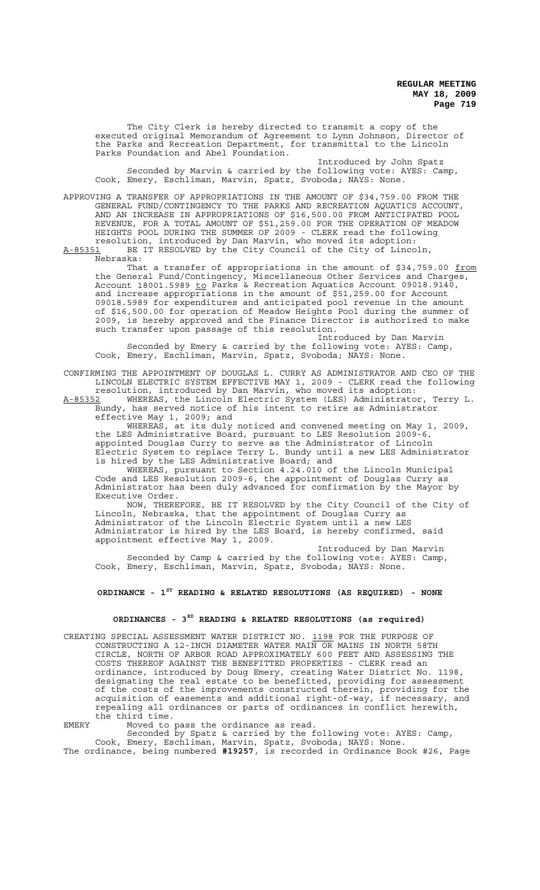The City Clerk is hereby directed to transmit a copy of the executed original Memorandum of Agreement to Lynn Johnson, Director of the Parks and Recreation Department, for transmittal to the Lincoln Parks Foundation and Abel Foundation.

Introduced by John Spatz

Seconded by Marvin & carried by the following vote: AYES: Camp, Cook, Emery, Eschliman, Marvin, Spatz, Svoboda; NAYS: None.

APPROVING A TRANSFER OF APPROPRIATIONS IN THE AMOUNT OF $34,759.00 FROM THE GENERAL FUND/CONTINGENCY TO THE PARKS AND RECREATION AQUATICS ACCOUNT, AND AN INCREASE IN APPROPRIATIONS OF $16,500.00 FROM ANTICIPATED POOL REVENUE, FOR A TOTAL AMOUNT OF $51,259.00 FOR THE OPERATION OF MEADOW HEIGHTS POOL DURING THE SUMMER OF 2009 - CLERK read the following resolution, introduced by Dan Marvin, who moved its adoption:

A-85351 BE IT RESOLVED by the City Council of the City of Lincoln, Nebraska:

That a transfer of appropriations in the amount of $34,759.00 from the General Fund/Contingency, Miscellaneous Other Services and Charges, Account 18001.5989 to Parks & Recreation Aquatics Account 09018.9140, and increase appropriations in the amount of $51,259.00 for Account 09018.5989 for expenditures and anticipated pool revenue in the amount of $16,500.00 for operation of Meadow Heights Pool during the summer of 2009, is hereby approved and the Finance Director is authorized to make such transfer upon passage of this resolution.

Introduced by Dan Marvin

Seconded by Emery & carried by the following vote: AYES: Camp, Cook, Emery, Eschliman, Marvin, Spatz, Svoboda; NAYS: None.

CONFIRMING THE APPOINTMENT OF DOUGLAS L. CURRY AS ADMINISTRATOR AND CEO OF THE LINCOLN ELECTRIC SYSTEM EFFECTIVE MAY 1, 2009 - CLERK read the following resolution, introduced by Dan Marvin, who moved its adoption:

A-85352 WHEREAS, the Lincoln Electric System (LES) Administrator, Terry L. Bundy, has served notice of his intent to retire as Administrator effective May 1, 2009; and

WHEREAS, at its duly noticed and convened meeting on May 1, 2009, the LES Administrative Board, pursuant to LES Resolution 2009-6, appointed Douglas Curry to serve as the Administrator of Lincoln Electric System to replace Terry L. Bundy until a new LES Administrator is hired by the LES Administrative Board; and

WHEREAS, pursuant to Section 4.24.010 of the Lincoln Municipal Code and LES Resolution 2009-6, the appointment of Douglas Curry as Administrator has been duly advanced for confirmation by the Mayor by Executive Order.

NOW, THEREFORE, BE IT RESOLVED by the City Council of the City of Lincoln, Nebraska, that the appointment of Douglas Curry as Administrator of the Lincoln Electric System until a new LES Administrator is hired by the LES Board, is hereby confirmed, said appointment effective May 1, 2009.

Introduced by Dan Marvin

Seconded by Camp & carried by the following vote: AYES: Camp, Cook, Emery, Eschliman, Marvin, Spatz, Svoboda; NAYS: None.

## ORDINANCE - 1ST READING & RELATED RESOLUTIONS (AS REQUIRED) - NONE

## ORDINANCES - 3RD READING & RELATED RESOLUTIONS (as required)

CREATING SPECIAL ASSESSMENT WATER DISTRICT NO. 1198 FOR THE PURPOSE OF CONSTRUCTING A 12-INCH DIAMETER WATER MAIN OR MAINS IN NORTH 58TH CIRCLE, NORTH OF ARBOR ROAD APPROXIMATELY 600 FEET AND ASSESSING THE COSTS THEREOF AGAINST THE BENEFITTED PROPERTIES - CLERK read an ordinance, introduced by Doug Emery, creating Water District No. 1198, designating the real estate to be benefitted, providing for assessment of the costs of the improvements constructed therein, providing for the acquisition of easements and additional right-of-way, if necessary, and repealing all ordinances or parts of ordinances in conflict herewith, the third time.

EMERY Moved to pass the ordinance as read.

Seconded by Spatz & carried by the following vote: AYES: Camp, Cook, Emery, Eschliman, Marvin, Spatz, Svoboda; NAYS: None.

The ordinance, being numbered **#19257**, is recorded in Ordinance Book #26, Page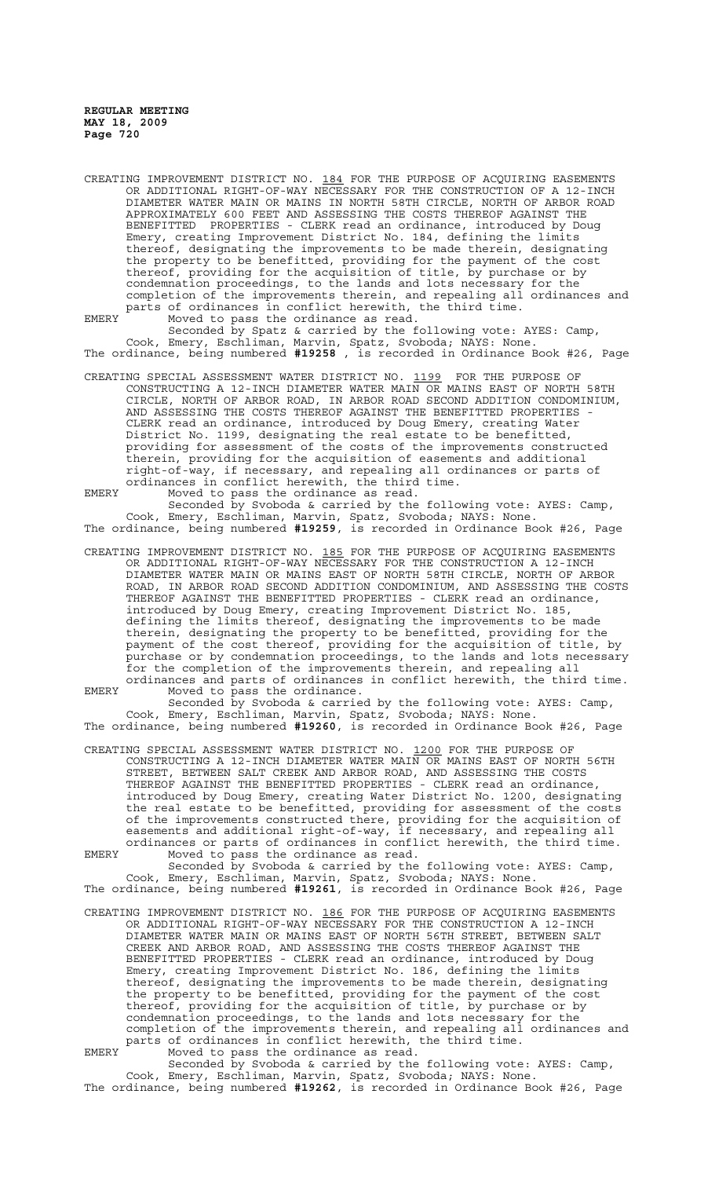CREATING IMPROVEMENT DISTRICT NO. 184 FOR THE PURPOSE OF ACQUIRING EASEMENTS OR ADDITIONAL RIGHT-OF-WAY NECESSARY FOR THE CONSTRUCTION OF A 12-INCH DIAMETER WATER MAIN OR MAINS IN NORTH 58TH CIRCLE, NORTH OF ARBOR ROAD APPROXIMATELY 600 FEET AND ASSESSING THE COSTS THEREOF AGAINST THE BENEFITTED PROPERTIES - CLERK read an ordinance, introduced by Doug Emery, creating Improvement District No. 184, defining the limits thereof, designating the improvements to be made therein, designating the property to be benefitted, providing for the payment of the cost thereof, providing for the acquisition of title, by purchase or by condemnation proceedings, to the lands and lots necessary for the completion of the improvements therein, and repealing all ordinances and parts of ordinances in conflict herewith, the third time.

EMERY Moved to pass the ordinance as read.

Seconded by Spatz & carried by the following vote: AYES: Camp, Cook, Emery, Eschliman, Marvin, Spatz, Svoboda; NAYS: None.

The ordinance, being numbered **#19258** , is recorded in Ordinance Book #26, Page

CREATING SPECIAL ASSESSMENT WATER DISTRICT NO. 1199 FOR THE PURPOSE OF CONSTRUCTING A 12-INCH DIAMETER WATER MAIN OR MAINS EAST OF NORTH 58TH CIRCLE, NORTH OF ARBOR ROAD, IN ARBOR ROAD SECOND ADDITION CONDOMINIUM, AND ASSESSING THE COSTS THEREOF AGAINST THE BENEFITTED PROPERTIES - CLERK read an ordinance, introduced by Doug Emery, creating Water District No. 1199, designating the real estate to be benefitted, providing for assessment of the costs of the improvements constructed therein, providing for the acquisition of easements and additional right-of-way, if necessary, and repealing all ordinances or parts of ordinances in conflict herewith, the third time.

EMERY Moved to pass the ordinance as read.

Seconded by Svoboda & carried by the following vote: AYES: Camp, Cook, Emery, Eschliman, Marvin, Spatz, Svoboda; NAYS: None.

The ordinance, being numbered **#19259**, is recorded in Ordinance Book #26, Page

CREATING IMPROVEMENT DISTRICT NO. 185 FOR THE PURPOSE OF ACQUIRING EASEMENTS OR ADDITIONAL RIGHT-OF-WAY NECESSARY FOR THE CONSTRUCTION A 12-INCH DIAMETER WATER MAIN OR MAINS EAST OF NORTH 58TH CIRCLE, NORTH OF ARBOR ROAD, IN ARBOR ROAD SECOND ADDITION CONDOMINIUM, AND ASSESSING THE COSTS THEREOF AGAINST THE BENEFITTED PROPERTIES - CLERK read an ordinance, introduced by Doug Emery, creating Improvement District No. 185, defining the limits thereof, designating the improvements to be made therein, designating the property to be benefitted, providing for the payment of the cost thereof, providing for the acquisition of title, by purchase or by condemnation proceedings, to the lands and lots necessary for the completion of the improvements therein, and repealing all ordinances and parts of ordinances in conflict herewith, the third time.

EMERY Moved to pass the ordinance.

Seconded by Svoboda & carried by the following vote: AYES: Camp, Cook, Emery, Eschliman, Marvin, Spatz, Svoboda; NAYS: None.

The ordinance, being numbered **#19260**, is recorded in Ordinance Book #26, Page

CREATING SPECIAL ASSESSMENT WATER DISTRICT NO. 1200 FOR THE PURPOSE OF CONSTRUCTING A 12-INCH DIAMETER WATER MAIN OR MAINS EAST OF NORTH 56TH STREET, BETWEEN SALT CREEK AND ARBOR ROAD, AND ASSESSING THE COSTS THEREOF AGAINST THE BENEFITTED PROPERTIES - CLERK read an ordinance, introduced by Doug Emery, creating Water District No. 1200, designating the real estate to be benefitted, providing for assessment of the costs of the improvements constructed there, providing for the acquisition of easements and additional right-of-way, if necessary, and repealing all ordinances or parts of ordinances in conflict herewith, the third time.

EMERY Moved to pass the ordinance as read.

Seconded by Svoboda & carried by the following vote: AYES: Camp, Cook, Emery, Eschliman, Marvin, Spatz, Svoboda; NAYS: None.

The ordinance, being numbered **#19261**, is recorded in Ordinance Book #26, Page

CREATING IMPROVEMENT DISTRICT NO. 186 FOR THE PURPOSE OF ACQUIRING EASEMENTS OR ADDITIONAL RIGHT-OF-WAY NECESSARY FOR THE CONSTRUCTION A 12-INCH DIAMETER WATER MAIN OR MAINS EAST OF NORTH 56TH STREET, BETWEEN SALT CREEK AND ARBOR ROAD, AND ASSESSING THE COSTS THEREOF AGAINST THE BENEFITTED PROPERTIES - CLERK read an ordinance, introduced by Doug Emery, creating Improvement District No. 186, defining the limits thereof, designating the improvements to be made therein, designating the property to be benefitted, providing for the payment of the cost thereof, providing for the acquisition of title, by purchase or by condemnation proceedings, to the lands and lots necessary for the completion of the improvements therein, and repealing all ordinances and parts of ordinances in conflict herewith, the third time.

EMERY Moved to pass the ordinance as read.

Seconded by Svoboda & carried by the following vote: AYES: Camp, Cook, Emery, Eschliman, Marvin, Spatz, Svoboda; NAYS: None.

The ordinance, being numbered **#19262**, is recorded in Ordinance Book #26, Page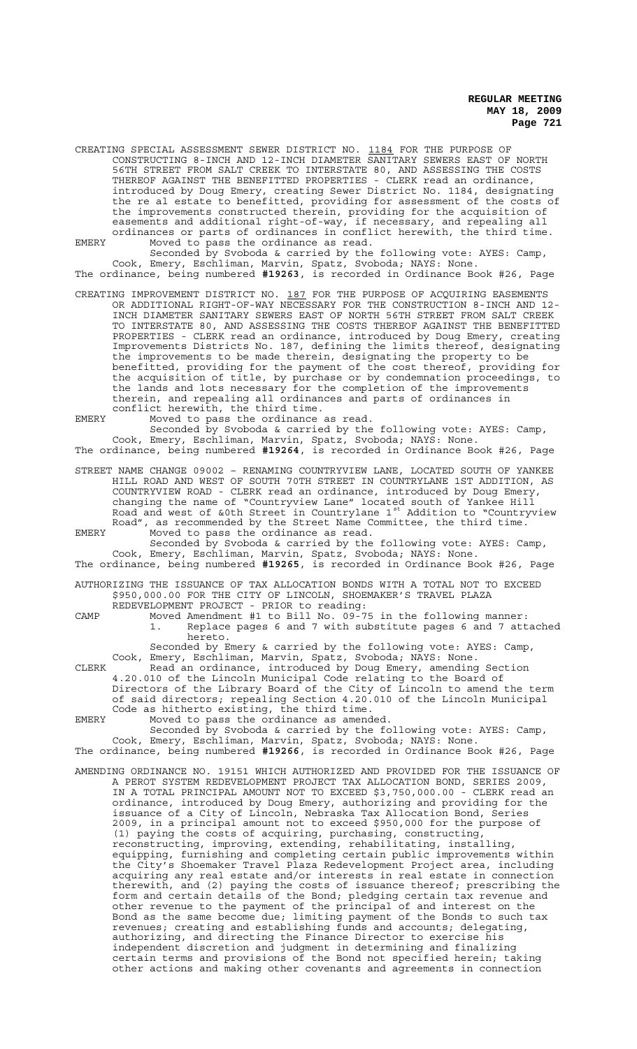CREATING SPECIAL ASSESSMENT SEWER DISTRICT NO. 1184 FOR THE PURPOSE OF CONSTRUCTING 8-INCH AND 12-INCH DIAMETER SANITARY SEWERS EAST OF NORTH 56TH STREET FROM SALT CREEK TO INTERSTATE 80, AND ASSESSING THE COSTS THEREOF AGAINST THE BENEFITTED PROPERTIES - CLERK read an ordinance, introduced by Doug Emery, creating Sewer District No. 1184, designating the re al estate to benefitted, providing for assessment of the costs of the improvements constructed therein, providing for the acquisition of easements and additional right-of-way, if necessary, and repealing all ordinances or parts of ordinances in conflict herewith, the third time.

EMERY Moved to pass the ordinance as read.

Seconded by Svoboda & carried by the following vote: AYES: Camp, Cook, Emery, Eschliman, Marvin, Spatz, Svoboda; NAYS: None.

The ordinance, being numbered **#19263**, is recorded in Ordinance Book #26, Page

CREATING IMPROVEMENT DISTRICT NO. 187 FOR THE PURPOSE OF ACQUIRING EASEMENTS OR ADDITIONAL RIGHT-OF-WAY NECESSARY FOR THE CONSTRUCTION 8-INCH AND 12-INCH DIAMETER SANITARY SEWERS EAST OF NORTH 56TH STREET FROM SALT CREEK TO INTERSTATE 80, AND ASSESSING THE COSTS THEREOF AGAINST THE BENEFITTED PROPERTIES - CLERK read an ordinance, introduced by Doug Emery, creating Improvements Districts No. 187, defining the limits thereof, designating the improvements to be made therein, designating the property to be benefitted, providing for the payment of the cost thereof, providing for the acquisition of title, by purchase or by condemnation proceedings, to the lands and lots necessary for the completion of the improvements therein, and repealing all ordinances and parts of ordinances in conflict herewith, the third time.

EMERY Moved to pass the ordinance as read.

Seconded by Svoboda & carried by the following vote: AYES: Camp, Cook, Emery, Eschliman, Marvin, Spatz, Svoboda; NAYS: None.

The ordinance, being numbered **#19264**, is recorded in Ordinance Book #26, Page

STREET NAME CHANGE 09002 – RENAMING COUNTRYVIEW LANE, LOCATED SOUTH OF YANKEE HILL ROAD AND WEST OF SOUTH 70TH STREET IN COUNTRYLANE 1ST ADDITION, AS COUNTRYVIEW ROAD - CLERK read an ordinance, introduced by Doug Emery, changing the name of "Countryview Lane" located south of Yankee Hill Road and west of &0th Street in Countrylane 1st Addition to "Countryview Road", as recommended by the Street Name Committee, the third time.

EMERY Moved to pass the ordinance as read.

Seconded by Svoboda & carried by the following vote: AYES: Camp, Cook, Emery, Eschliman, Marvin, Spatz, Svoboda; NAYS: None.

The ordinance, being numbered **#19265**, is recorded in Ordinance Book #26, Page

AUTHORIZING THE ISSUANCE OF TAX ALLOCATION BONDS WITH A TOTAL NOT TO EXCEED $950,000.00 FOR THE CITY OF LINCOLN, SHOEMAKER'S TRAVEL PLAZA REDEVELOPMENT PROJECT - PRIOR to reading:

CAMP Moved Amendment #1 to Bill No. 09-75 in the following manner:
1. Replace pages 6 and 7 with substitute pages 6 and 7 attached hereto.

Seconded by Emery & carried by the following vote: AYES: Camp, Cook, Emery, Eschliman, Marvin, Spatz, Svoboda; NAYS: None.

CLERK Read an ordinance, introduced by Doug Emery, amending Section 4.20.010 of the Lincoln Municipal Code relating to the Board of Directors of the Library Board of the City of Lincoln to amend the term of said directors; repealing Section 4.20.010 of the Lincoln Municipal Code as hitherto existing, the third time.

EMERY Moved to pass the ordinance as amended.

Seconded by Svoboda & carried by the following vote: AYES: Camp, Cook, Emery, Eschliman, Marvin, Spatz, Svoboda; NAYS: None.

The ordinance, being numbered **#19266**, is recorded in Ordinance Book #26, Page

AMENDING ORDINANCE NO. 19151 WHICH AUTHORIZED AND PROVIDED FOR THE ISSUANCE OF A PEROT SYSTEM REDEVELOPMENT PROJECT TAX ALLOCATION BOND, SERIES 2009, IN A TOTAL PRINCIPAL AMOUNT NOT TO EXCEED $3,750,000.00 - CLERK read an ordinance, introduced by Doug Emery, authorizing and providing for the issuance of a City of Lincoln, Nebraska Tax Allocation Bond, Series 2009, in a principal amount not to exceed $950,000 for the purpose of (1) paying the costs of acquiring, purchasing, constructing, reconstructing, improving, extending, rehabilitating, installing, equipping, furnishing and completing certain public improvements within the City's Shoemaker Travel Plaza Redevelopment Project area, including acquiring any real estate and/or interests in real estate in connection therewith, and (2) paying the costs of issuance thereof; prescribing the form and certain details of the Bond; pledging certain tax revenue and other revenue to the payment of the principal of and interest on the Bond as the same become due; limiting payment of the Bonds to such tax revenues; creating and establishing funds and accounts; delegating, authorizing, and directing the Finance Director to exercise his independent discretion and judgment in determining and finalizing certain terms and provisions of the Bond not specified herein; taking other actions and making other covenants and agreements in connection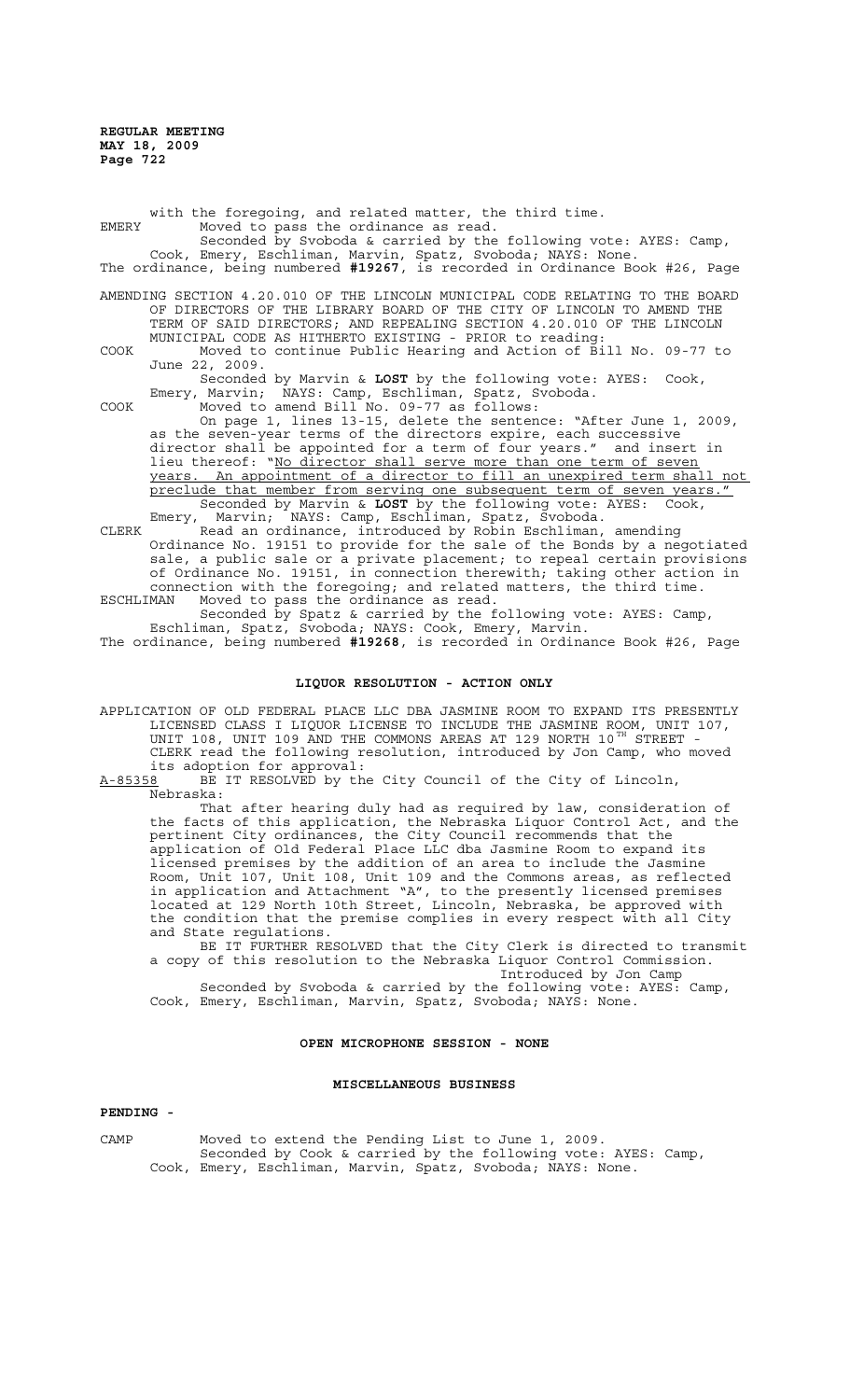with the foregoing, and related matter, the third time.

EMERY Moved to pass the ordinance as read.

Seconded by Svoboda & carried by the following vote: AYES: Camp, Cook, Emery, Eschliman, Marvin, Spatz, Svoboda; NAYS: None.

The ordinance, being numbered **#19267**, is recorded in Ordinance Book #26, Page

AMENDING SECTION 4.20.010 OF THE LINCOLN MUNICIPAL CODE RELATING TO THE BOARD OF DIRECTORS OF THE LIBRARY BOARD OF THE CITY OF LINCOLN TO AMEND THE TERM OF SAID DIRECTORS; AND REPEALING SECTION 4.20.010 OF THE LINCOLN MUNICIPAL CODE AS HITHERTO EXISTING - PRIOR to reading:

COOK Moved to continue Public Hearing and Action of Bill No. 09-77 to June 22, 2009.

Seconded by Marvin & **LOST** by the following vote: AYES: Cook, Emery, Marvin; NAYS: Camp, Eschliman, Spatz, Svoboda.

COOK Moved to amend Bill No. 09-77 as follows:

On page 1, lines 13-15, delete the sentence: "After June 1, 2009, as the seven-year terms of the directors expire, each successive director shall be appointed for a term of four years." and insert in lieu thereof: "No director shall serve more than one term of seven years. An appointment of a director to fill an unexpired term shall not preclude that member from serving one subsequent term of seven years."

Seconded by Marvin & **LOST** by the following vote: AYES: Cook, Emery, Marvin; NAYS: Camp, Eschliman, Spatz, Svoboda.

CLERK Read an ordinance, introduced by Robin Eschliman, amending Ordinance No. 19151 to provide for the sale of the Bonds by a negotiated sale, a public sale or a private placement; to repeal certain provisions of Ordinance No. 19151, in connection therewith; taking other action in connection with the foregoing; and related matters, the third time.

ESCHLIMAN Moved to pass the ordinance as read.

Seconded by Spatz & carried by the following vote: AYES: Camp, Eschliman, Spatz, Svoboda; NAYS: Cook, Emery, Marvin.

The ordinance, being numbered **#19268**, is recorded in Ordinance Book #26, Page

## LIQUOR RESOLUTION - ACTION ONLY

APPLICATION OF OLD FEDERAL PLACE LLC DBA JASMINE ROOM TO EXPAND ITS PRESENTLY LICENSED CLASS I LIQUOR LICENSE TO INCLUDE THE JASMINE ROOM, UNIT 107, UNIT 108, UNIT 109 AND THE COMMONS AREAS AT 129 NORTH 10TH STREET - CLERK read the following resolution, introduced by Jon Camp, who moved its adoption for approval:

A-85358 BE IT RESOLVED by the City Council of the City of Lincoln, Nebraska:

That after hearing duly had as required by law, consideration of the facts of this application, the Nebraska Liquor Control Act, and the pertinent City ordinances, the City Council recommends that the application of Old Federal Place LLC dba Jasmine Room to expand its licensed premises by the addition of an area to include the Jasmine Room, Unit 107, Unit 108, Unit 109 and the Commons areas, as reflected in application and Attachment "A", to the presently licensed premises located at 129 North 10th Street, Lincoln, Nebraska, be approved with the condition that the premise complies in every respect with all City and State regulations.

BE IT FURTHER RESOLVED that the City Clerk is directed to transmit a copy of this resolution to the Nebraska Liquor Control Commission.

Introduced by Jon Camp

Seconded by Svoboda & carried by the following vote: AYES: Camp, Cook, Emery, Eschliman, Marvin, Spatz, Svoboda; NAYS: None.

## OPEN MICROPHONE SESSION - NONE

## MISCELLANEOUS BUSINESS

**PENDING -**

CAMP Moved to extend the Pending List to June 1, 2009.

Seconded by Cook & carried by the following vote: AYES: Camp, Cook, Emery, Eschliman, Marvin, Spatz, Svoboda; NAYS: None.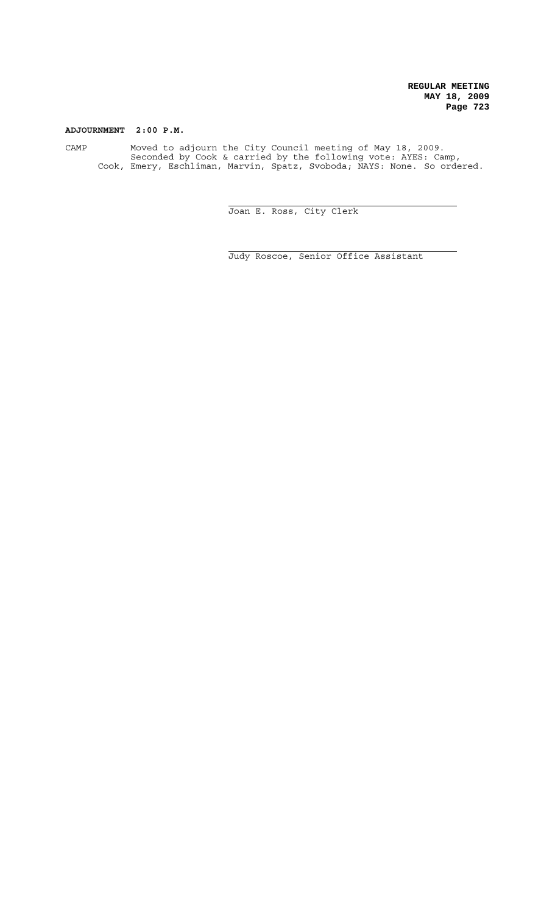**ADJOURNMENT 2:00 P.M.**

CAMP Moved to adjourn the City Council meeting of May 18, 2009. Seconded by Cook & carried by the following vote: AYES: Camp, Cook, Emery, Eschliman, Marvin, Spatz, Svoboda; NAYS: None. So ordered.

Joan E. Ross, City Clerk

Judy Roscoe, Senior Office Assistant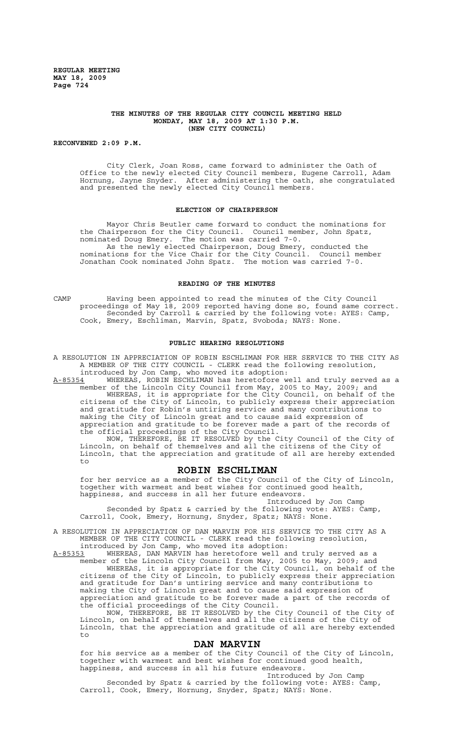**THE MINUTES OF THE REGULAR CITY COUNCIL MEETING HELD MONDAY, MAY 18, 2009 AT 1:30 P.M. (NEW CITY COUNCIL)**

**RECONVENED 2:09 P.M.**

City Clerk, Joan Ross, came forward to administer the Oath of Office to the newly elected City Council members, Eugene Carroll, Adam Hornung, Jayne Snyder. After administering the oath, she congratulated and presented the newly elected City Council members.

## ELECTION OF CHAIRPERSON

Mayor Chris Beutler came forward to conduct the nominations for the Chairperson for the City Council. Council member, John Spatz, nominated Doug Emery. The motion was carried 7-0.

As the newly elected Chairperson, Doug Emery, conducted the nominations for the Vice Chair for the City Council. Council member Jonathan Cook nominated John Spatz. The motion was carried 7-0.

## READING OF THE MINUTES

CAMP Having been appointed to read the minutes of the City Council proceedings of May 18, 2009 reported having done so, found same correct. Seconded by Carroll & carried by the following vote: AYES: Camp, Cook, Emery, Eschliman, Marvin, Spatz, Svoboda; NAYS: None.

## PUBLIC HEARING RESOLUTIONS

A RESOLUTION IN APPRECIATION OF ROBIN ESCHLIMAN FOR HER SERVICE TO THE CITY AS A MEMBER OF THE CITY COUNCIL - CLERK read the following resolution, introduced by Jon Camp, who moved its adoption:

A-85354 WHEREAS, ROBIN ESCHLIMAN has heretofore well and truly served as a member of the Lincoln City Council from May, 2005 to May, 2009; and

WHEREAS, it is appropriate for the City Council, on behalf of the citizens of the City of Lincoln, to publicly express their appreciation and gratitude for Robin's untiring service and many contributions to making the City of Lincoln great and to cause said expression of appreciation and gratitude to be forever made a part of the records of the official proceedings of the City Council.

NOW, THEREFORE, BE IT RESOLVED by the City Council of the City of Lincoln, on behalf of themselves and all the citizens of the City of Lincoln, that the appreciation and gratitude of all are hereby extended to

# ROBIN ESCHLIMAN

for her service as a member of the City Council of the City of Lincoln, together with warmest and best wishes for continued good health, happiness, and success in all her future endeavors.

Introduced by Jon Camp

Seconded by Spatz & carried by the following vote: AYES: Camp, Carroll, Cook, Emery, Hornung, Snyder, Spatz; NAYS: None.

A RESOLUTION IN APPRECIATION OF DAN MARVIN FOR HIS SERVICE TO THE CITY AS A MEMBER OF THE CITY COUNCIL - CLERK read the following resolution, introduced by Jon Camp, who moved its adoption:

A-85353 WHEREAS, DAN MARVIN has heretofore well and truly served as a member of the Lincoln City Council from May, 2005 to May, 2009; and

WHEREAS, it is appropriate for the City Council, on behalf of the citizens of the City of Lincoln, to publicly express their appreciation and gratitude for Dan's untiring service and many contributions to making the City of Lincoln great and to cause said expression of appreciation and gratitude to be forever made a part of the records of the official proceedings of the City Council.

NOW, THEREFORE, BE IT RESOLVED by the City Council of the City of Lincoln, on behalf of themselves and all the citizens of the City of Lincoln, that the appreciation and gratitude of all are hereby extended to

# DAN MARVIN

for his service as a member of the City Council of the City of Lincoln, together with warmest and best wishes for continued good health, happiness, and success in all his future endeavors.

Introduced by Jon Camp

Seconded by Spatz & carried by the following vote: AYES: Camp, Carroll, Cook, Emery, Hornung, Snyder, Spatz; NAYS: None.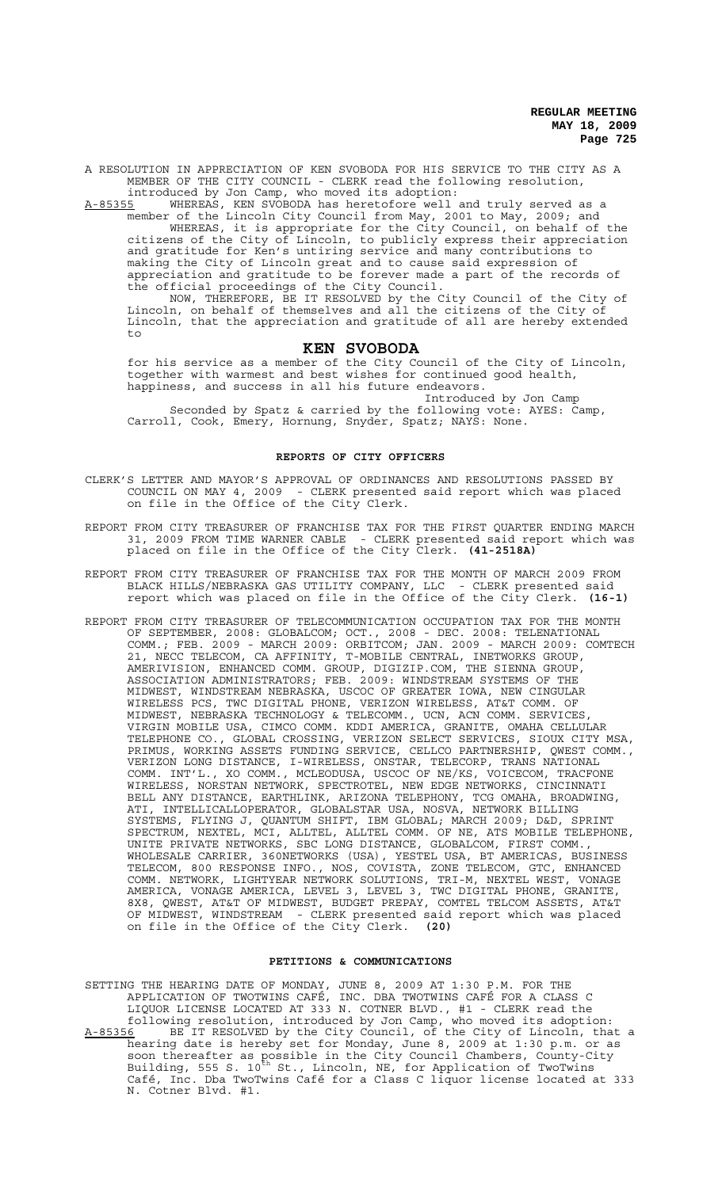A RESOLUTION IN APPRECIATION OF KEN SVOBODA FOR HIS SERVICE TO THE CITY AS A MEMBER OF THE CITY COUNCIL - CLERK read the following resolution, introduced by Jon Camp, who moved its adoption:

A-85355 WHEREAS, KEN SVOBODA has heretofore well and truly served as a member of the Lincoln City Council from May, 2001 to May, 2009; and

WHEREAS, it is appropriate for the City Council, on behalf of the citizens of the City of Lincoln, to publicly express their appreciation and gratitude for Ken's untiring service and many contributions to making the City of Lincoln great and to cause said expression of appreciation and gratitude to be forever made a part of the records of the official proceedings of the City Council.

NOW, THEREFORE, BE IT RESOLVED by the City Council of the City of Lincoln, on behalf of themselves and all the citizens of the City of Lincoln, that the appreciation and gratitude of all are hereby extended to

## KEN SVOBODA

for his service as a member of the City Council of the City of Lincoln, together with warmest and best wishes for continued good health, happiness, and success in all his future endeavors.

Introduced by Jon Camp

Seconded by Spatz & carried by the following vote: AYES: Camp, Carroll, Cook, Emery, Hornung, Snyder, Spatz; NAYS: None.

### REPORTS OF CITY OFFICERS

CLERK'S LETTER AND MAYOR'S APPROVAL OF ORDINANCES AND RESOLUTIONS PASSED BY COUNCIL ON MAY 4, 2009 - CLERK presented said report which was placed on file in the Office of the City Clerk.

REPORT FROM CITY TREASURER OF FRANCHISE TAX FOR THE FIRST QUARTER ENDING MARCH 31, 2009 FROM TIME WARNER CABLE - CLERK presented said report which was placed on file in the Office of the City Clerk. **(41-2518A)**

REPORT FROM CITY TREASURER OF FRANCHISE TAX FOR THE MONTH OF MARCH 2009 FROM BLACK HILLS/NEBRASKA GAS UTILITY COMPANY, LLC - CLERK presented said report which was placed on file in the Office of the City Clerk. **(16-1)**

REPORT FROM CITY TREASURER OF TELECOMMUNICATION OCCUPATION TAX FOR THE MONTH OF SEPTEMBER, 2008: GLOBALCOM; OCT., 2008 - DEC. 2008: TELENATIONAL COMM.; FEB. 2009 - MARCH 2009: ORBITCOM; JAN. 2009 - MARCH 2009: COMTECH 21, NECC TELECOM, CA AFFINITY, T-MOBILE CENTRAL, INETWORKS GROUP, AMERIVISION, ENHANCED COMM. GROUP, DIGIZIP.COM, THE SIENNA GROUP, ASSOCIATION ADMINISTRATORS; FEB. 2009: WINDSTREAM SYSTEMS OF THE MIDWEST, WINDSTREAM NEBRASKA, USCOC OF GREATER IOWA, NEW CINGULAR WIRELESS PCS, TWC DIGITAL PHONE, VERIZON WIRELESS, AT&T COMM. OF MIDWEST, NEBRASKA TECHNOLOGY & TELECOMM., UCN, ACN COMM. SERVICES, VIRGIN MOBILE USA, CIMCO COMM. KDDI AMERICA, GRANITE, OMAHA CELLULAR TELEPHONE CO., GLOBAL CROSSING, VERIZON SELECT SERVICES, SIOUX CITY MSA, PRIMUS, WORKING ASSETS FUNDING SERVICE, CELLCO PARTNERSHIP, QWEST COMM., VERIZON LONG DISTANCE, I-WIRELESS, ONSTAR, TELECORP, TRANS NATIONAL COMM. INT'L., XO COMM., MCLEODUSA, USCOC OF NE/KS, VOICECOM, TRACFONE WIRELESS, NORSTAN NETWORK, SPECTROTEL, NEW EDGE NETWORKS, CINCINNATI BELL ANY DISTANCE, EARTHLINK, ARIZONA TELEPHONY, TCG OMAHA, BROADWING, ATI, INTELLICALLOPERATOR, GLOBALSTAR USA, NOSVA, NETWORK BILLING SYSTEMS, FLYING J, QUANTUM SHIFT, IBM GLOBAL; MARCH 2009; D&D, SPRINT SPECTRUM, NEXTEL, MCI, ALLTEL, ALLTEL COMM. OF NE, ATS MOBILE TELEPHONE, UNITE PRIVATE NETWORKS, SBC LONG DISTANCE, GLOBALCOM, FIRST COMM., WHOLESALE CARRIER, 360NETWORKS (USA), YESTEL USA, BT AMERICAS, BUSINESS TELECOM, 800 RESPONSE INFO., NOS, COVISTA, ZONE TELECOM, GTC, ENHANCED COMM. NETWORK, LIGHTYEAR NETWORK SOLUTIONS, TRI-M, NEXTEL WEST, VONAGE AMERICA, VONAGE AMERICA, LEVEL 3, LEVEL 3, TWC DIGITAL PHONE, GRANITE, 8X8, QWEST, AT&T OF MIDWEST, BUDGET PREPAY, COMTEL TELCOM ASSETS, AT&T OF MIDWEST, WINDSTREAM - CLERK presented said report which was placed on file in the Office of the City Clerk. **(20)**

### PETITIONS & COMMUNICATIONS

SETTING THE HEARING DATE OF MONDAY, JUNE 8, 2009 AT 1:30 P.M. FOR THE APPLICATION OF TWOTWINS CAFÉ, INC. DBA TWOTWINS CAFÉ FOR A CLASS C LIQUOR LICENSE LOCATED AT 333 N. COTNER BLVD., #1 - CLERK read the following resolution, introduced by Jon Camp, who moved its adoption:

A-85356 BE IT RESOLVED by the City Council, of the City of Lincoln, that a hearing date is hereby set for Monday, June 8, 2009 at 1:30 p.m. or as soon thereafter as possible in the City Council Chambers, County-City Building, 555 S. 10th St., Lincoln, NE, for Application of TwoTwins Café, Inc. Dba TwoTwins Café for a Class C liquor license located at 333 N. Cotner Blvd. #1.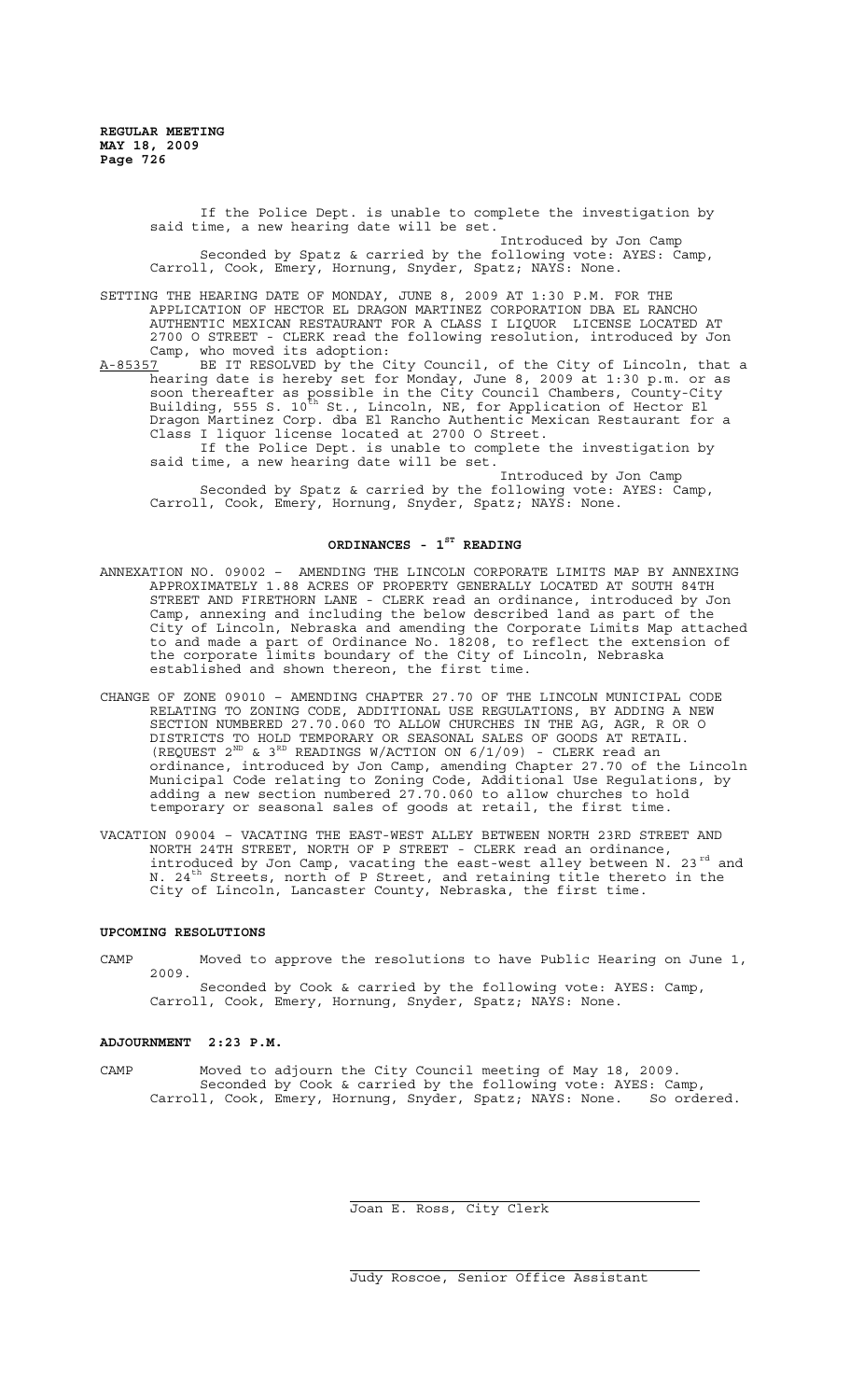If the Police Dept. is unable to complete the investigation by said time, a new hearing date will be set.

Introduced by Jon Camp

Seconded by Spatz & carried by the following vote: AYES: Camp, Carroll, Cook, Emery, Hornung, Snyder, Spatz; NAYS: None.

SETTING THE HEARING DATE OF MONDAY, JUNE 8, 2009 AT 1:30 P.M. FOR THE APPLICATION OF HECTOR EL DRAGON MARTINEZ CORPORATION DBA EL RANCHO AUTHENTIC MEXICAN RESTAURANT FOR A CLASS I LIQUOR LICENSE LOCATED AT 2700 O STREET - CLERK read the following resolution, introduced by Jon Camp, who moved its adoption:

A-85357 BE IT RESOLVED by the City Council, of the City of Lincoln, that a hearing date is hereby set for Monday, June 8, 2009 at 1:30 p.m. or as soon thereafter as possible in the City Council Chambers, County-City Building, 555 S. 10th St., Lincoln, NE, for Application of Hector El Dragon Martinez Corp. dba El Rancho Authentic Mexican Restaurant for a Class I liquor license located at 2700 O Street.

If the Police Dept. is unable to complete the investigation by said time, a new hearing date will be set.

Introduced by Jon Camp

Seconded by Spatz & carried by the following vote: AYES: Camp, Carroll, Cook, Emery, Hornung, Snyder, Spatz; NAYS: None.

## ORDINANCES - 1ST READING

ANNEXATION NO. 09002 – AMENDING THE LINCOLN CORPORATE LIMITS MAP BY ANNEXING APPROXIMATELY 1.88 ACRES OF PROPERTY GENERALLY LOCATED AT SOUTH 84TH STREET AND FIRETHORN LANE - CLERK read an ordinance, introduced by Jon Camp, annexing and including the below described land as part of the City of Lincoln, Nebraska and amending the Corporate Limits Map attached to and made a part of Ordinance No. 18208, to reflect the extension of the corporate limits boundary of the City of Lincoln, Nebraska established and shown thereon, the first time.

CHANGE OF ZONE 09010 – AMENDING CHAPTER 27.70 OF THE LINCOLN MUNICIPAL CODE RELATING TO ZONING CODE, ADDITIONAL USE REGULATIONS, BY ADDING A NEW SECTION NUMBERED 27.70.060 TO ALLOW CHURCHES IN THE AG, AGR, R OR O DISTRICTS TO HOLD TEMPORARY OR SEASONAL SALES OF GOODS AT RETAIL. (REQUEST 2ND & 3RD READINGS W/ACTION ON 6/1/09) - CLERK read an ordinance, introduced by Jon Camp, amending Chapter 27.70 of the Lincoln Municipal Code relating to Zoning Code, Additional Use Regulations, by adding a new section numbered 27.70.060 to allow churches to hold temporary or seasonal sales of goods at retail, the first time.

VACATION 09004 – VACATING THE EAST-WEST ALLEY BETWEEN NORTH 23RD STREET AND NORTH 24TH STREET, NORTH OF P STREET - CLERK read an ordinance, introduced by Jon Camp, vacating the east-west alley between N. 23rd and N. 24th Streets, north of P Street, and retaining title thereto in the City of Lincoln, Lancaster County, Nebraska, the first time.

## UPCOMING RESOLUTIONS

CAMP Moved to approve the resolutions to have Public Hearing on June 1, 2009.

Seconded by Cook & carried by the following vote: AYES: Camp, Carroll, Cook, Emery, Hornung, Snyder, Spatz; NAYS: None.

## ADJOURNMENT 2:23 P.M.

CAMP Moved to adjourn the City Council meeting of May 18, 2009.

Seconded by Cook & carried by the following vote: AYES: Camp, Carroll, Cook, Emery, Hornung, Snyder, Spatz; NAYS: None. So ordered.

Joan E. Ross, City Clerk

Judy Roscoe, Senior Office Assistant